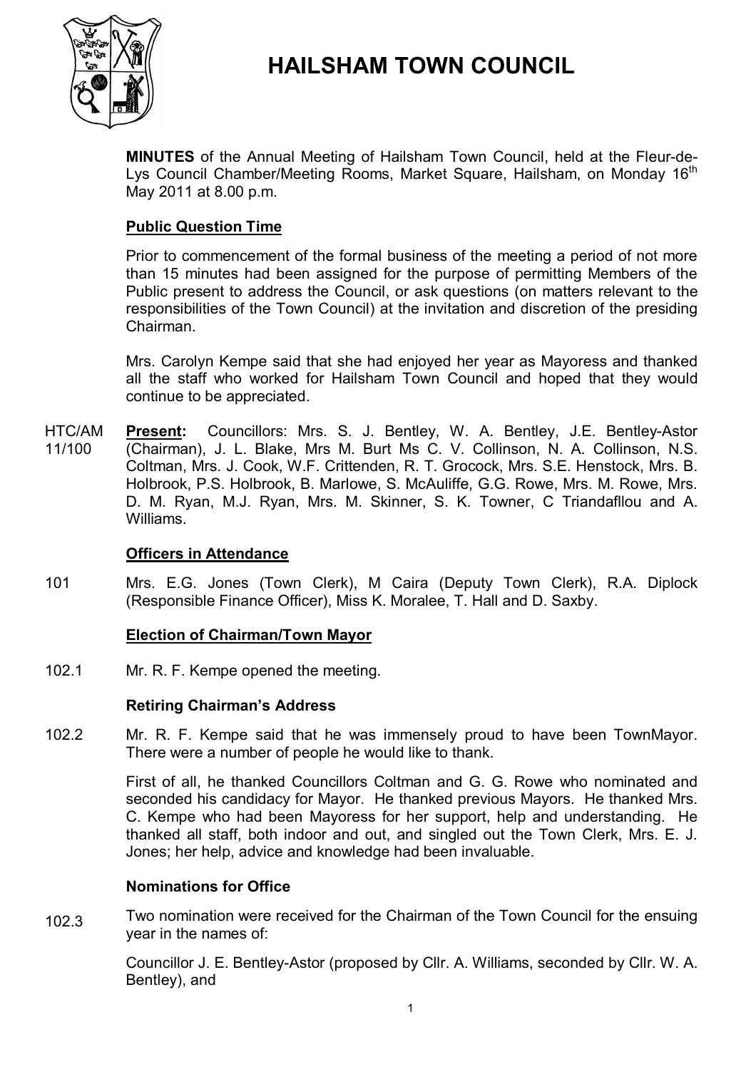# HAILSHAM TOWN COUNCIL

**MINUTES** of the Annual Meeting of Hailsham Town Council, held at the Fleur-de-Lys Council Chamber/Meeting Rooms, Market Square, Hailsham, on Monday 16th May 2011 at 8.00 p.m.

## Public Question Time

Prior to commencement of the formal business of the meeting a period of not more than 15 minutes had been assigned for the purpose of permitting Members of the Public present to address the Council, or ask questions (on matters relevant to the responsibilities of the Town Council) at the invitation and discretion of the presiding Chairman.

Mrs. Carolyn Kempe said that she had enjoyed her year as Mayoress and thanked all the staff who worked for Hailsham Town Council and hoped that they would continue to be appreciated.

HTC/AM 11/100 **Present:** Councillors: Mrs. S. J. Bentley, W. A. Bentley, J.E. Bentley-Astor (Chairman), J. L. Blake, Mrs M. Burt Ms C. V. Collinson, N. A. Collinson, N.S. Coltman, Mrs. J. Cook, W.F. Crittenden, R. T. Grocock, Mrs. S.E. Henstock, Mrs. B. Holbrook, P.S. Holbrook, B. Marlowe, S. McAuliffe, G.G. Rowe, Mrs. M. Rowe, Mrs. D. M. Ryan, M.J. Ryan, Mrs. M. Skinner, S. K. Towner, C Triandafllou and A. Williams.

## Officers in Attendance

101 Mrs. E.G. Jones (Town Clerk), M Caira (Deputy Town Clerk), R.A. Diplock (Responsible Finance Officer), Miss K. Moralee, T. Hall and D. Saxby.

## Election of Chairman/Town Mayor

102.1 Mr. R. F. Kempe opened the meeting.

### Retiring Chairman's Address

102.2 Mr. R. F. Kempe said that he was immensely proud to have been TownMayor. There were a number of people he would like to thank.

First of all, he thanked Councillors Coltman and G. G. Rowe who nominated and seconded his candidacy for Mayor. He thanked previous Mayors. He thanked Mrs. C. Kempe who had been Mayoress for her support, help and understanding. He thanked all staff, both indoor and out, and singled out the Town Clerk, Mrs. E. J. Jones; her help, advice and knowledge had been invaluable.

### Nominations for Office

102.3 Two nomination were received for the Chairman of the Town Council for the ensuing year in the names of:

Councillor J. E. Bentley-Astor (proposed by Cllr. A. Williams, seconded by Cllr. W. A. Bentley), and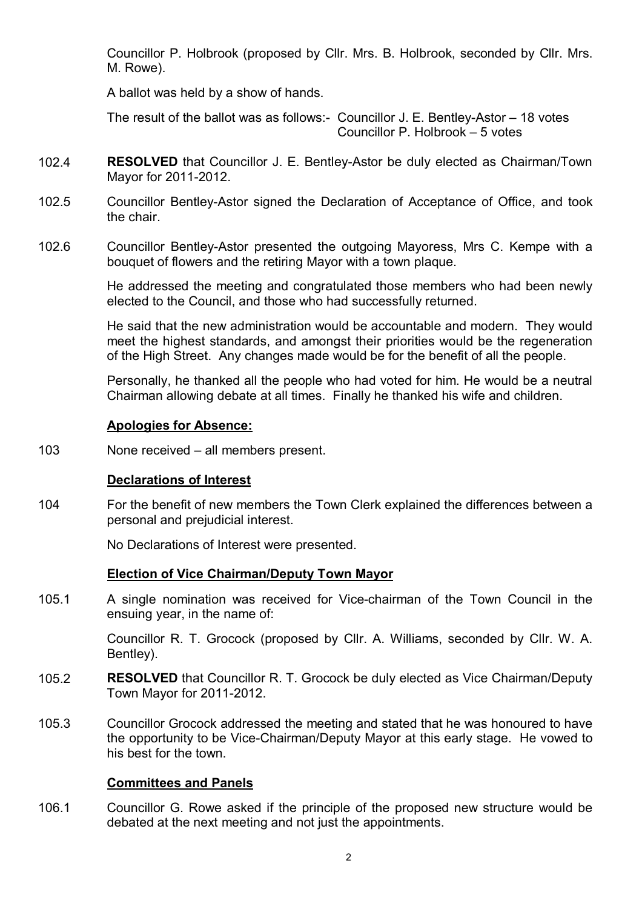Councillor P. Holbrook (proposed by Cllr. Mrs. B. Holbrook, seconded by Cllr. Mrs. M. Rowe).

A ballot was held by a show of hands.

The result of the ballot was as follows:- Councillor J. E. Bentley-Astor – 18 votes
Councillor P. Holbrook – 5 votes

102.4 **RESOLVED** that Councillor J. E. Bentley-Astor be duly elected as Chairman/Town Mayor for 2011-2012.

102.5 Councillor Bentley-Astor signed the Declaration of Acceptance of Office, and took the chair.

102.6 Councillor Bentley-Astor presented the outgoing Mayoress, Mrs C. Kempe with a bouquet of flowers and the retiring Mayor with a town plaque.

He addressed the meeting and congratulated those members who had been newly elected to the Council, and those who had successfully returned.

He said that the new administration would be accountable and modern. They would meet the highest standards, and amongst their priorities would be the regeneration of the High Street. Any changes made would be for the benefit of all the people.

Personally, he thanked all the people who had voted for him. He would be a neutral Chairman allowing debate at all times. Finally he thanked his wife and children.

**Apologies for Absence:**

103 None received – all members present.

**Declarations of Interest**

104 For the benefit of new members the Town Clerk explained the differences between a personal and prejudicial interest.

No Declarations of Interest were presented.

**Election of Vice Chairman/Deputy Town Mayor**

105.1 A single nomination was received for Vice-chairman of the Town Council in the ensuing year, in the name of:

Councillor R. T. Grocock (proposed by Cllr. A. Williams, seconded by Cllr. W. A. Bentley).

105.2 **RESOLVED** that Councillor R. T. Grocock be duly elected as Vice Chairman/Deputy Town Mayor for 2011-2012.

105.3 Councillor Grocock addressed the meeting and stated that he was honoured to have the opportunity to be Vice-Chairman/Deputy Mayor at this early stage. He vowed to his best for the town.

**Committees and Panels**

106.1 Councillor G. Rowe asked if the principle of the proposed new structure would be debated at the next meeting and not just the appointments.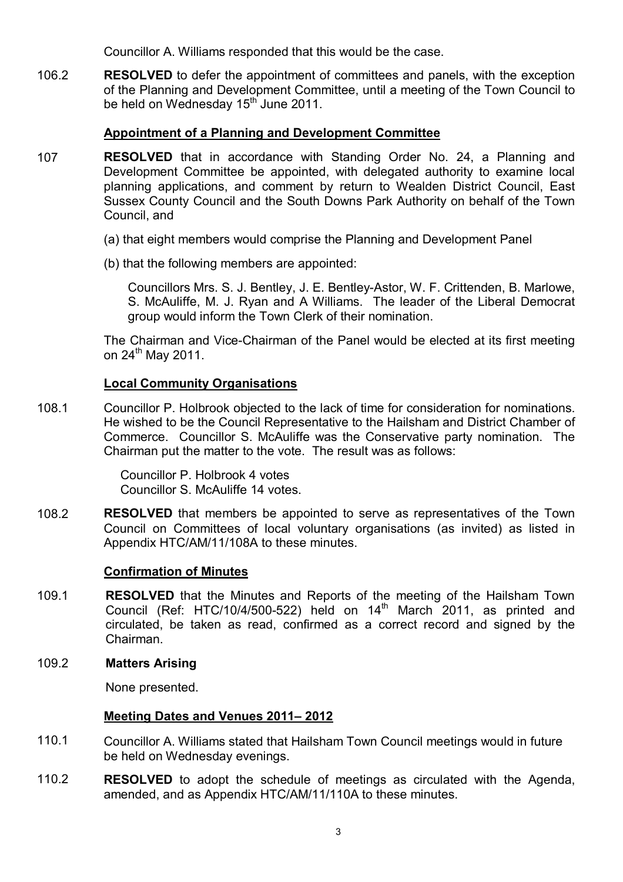Councillor A. Williams responded that this would be the case.

106.2 **RESOLVED** to defer the appointment of committees and panels, with the exception of the Planning and Development Committee, until a meeting of the Town Council to be held on Wednesday 15th June 2011.

**Appointment of a Planning and Development Committee**

107 **RESOLVED** that in accordance with Standing Order No. 24, a Planning and Development Committee be appointed, with delegated authority to examine local planning applications, and comment by return to Wealden District Council, East Sussex County Council and the South Downs Park Authority on behalf of the Town Council, and

(a) that eight members would comprise the Planning and Development Panel

(b) that the following members are appointed:

Councillors Mrs. S. J. Bentley, J. E. Bentley-Astor, W. F. Crittenden, B. Marlowe, S. McAuliffe, M. J. Ryan and A Williams. The leader of the Liberal Democrat group would inform the Town Clerk of their nomination.

The Chairman and Vice-Chairman of the Panel would be elected at its first meeting on 24th May 2011.

**Local Community Organisations**

108.1 Councillor P. Holbrook objected to the lack of time for consideration for nominations. He wished to be the Council Representative to the Hailsham and District Chamber of Commerce. Councillor S. McAuliffe was the Conservative party nomination. The Chairman put the matter to the vote. The result was as follows:

Councillor P. Holbrook 4 votes
Councillor S. McAuliffe 14 votes.

108.2 **RESOLVED** that members be appointed to serve as representatives of the Town Council on Committees of local voluntary organisations (as invited) as listed in Appendix HTC/AM/11/108A to these minutes.

**Confirmation of Minutes**

109.1 **RESOLVED** that the Minutes and Reports of the meeting of the Hailsham Town Council (Ref: HTC/10/4/500-522) held on 14th March 2011, as printed and circulated, be taken as read, confirmed as a correct record and signed by the Chairman.

109.2 **Matters Arising**

None presented.

**Meeting Dates and Venues 2011– 2012**

110.1 Councillor A. Williams stated that Hailsham Town Council meetings would in future be held on Wednesday evenings.

110.2 **RESOLVED** to adopt the schedule of meetings as circulated with the Agenda, amended, and as Appendix HTC/AM/11/110A to these minutes.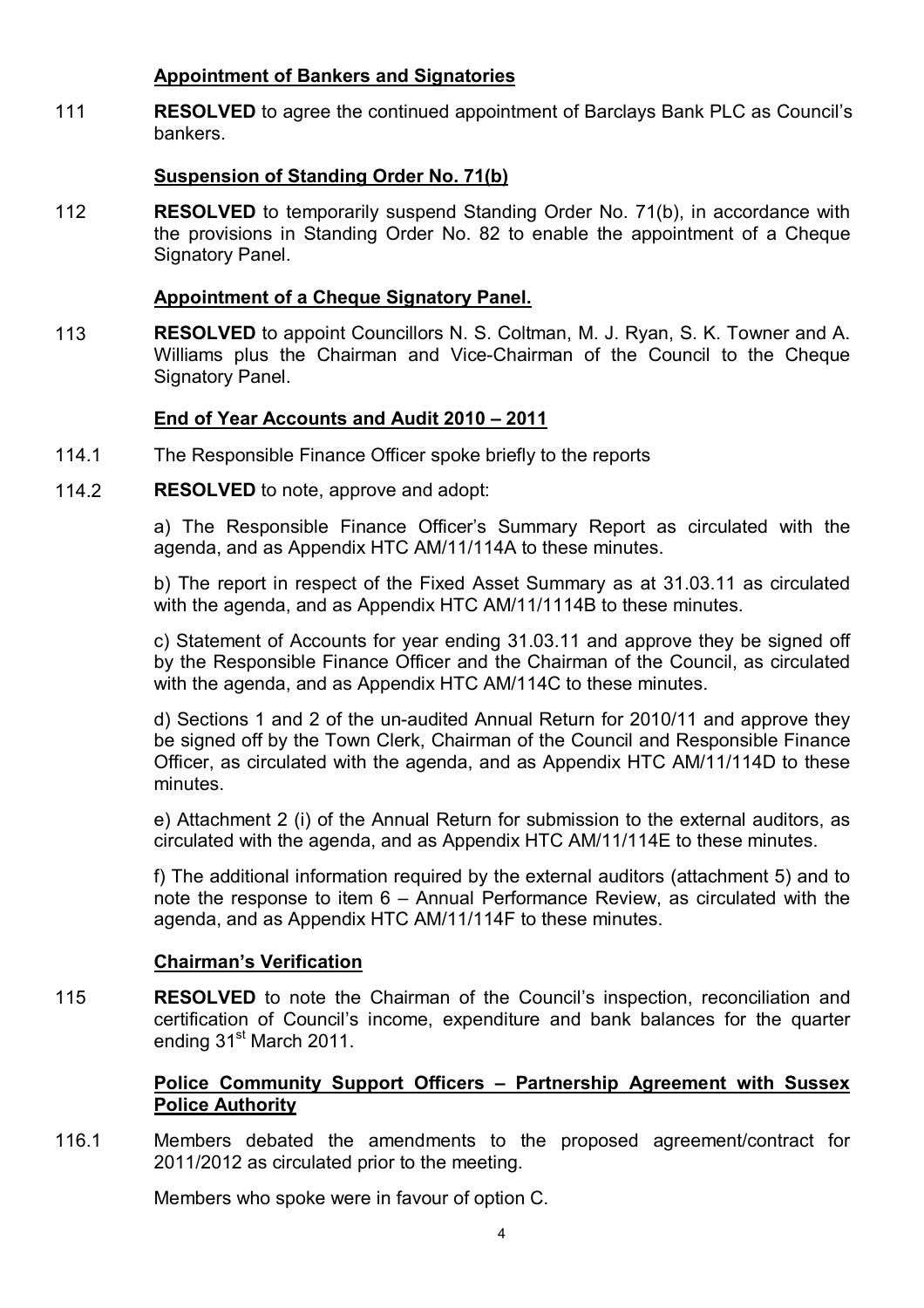**Appointment of Bankers and Signatories**

111 **RESOLVED** to agree the continued appointment of Barclays Bank PLC as Council's bankers.

**Suspension of Standing Order No. 71(b)**

112 **RESOLVED** to temporarily suspend Standing Order No. 71(b), in accordance with the provisions in Standing Order No. 82 to enable the appointment of a Cheque Signatory Panel.

**Appointment of a Cheque Signatory Panel.**

113 **RESOLVED** to appoint Councillors N. S. Coltman, M. J. Ryan, S. K. Towner and A. Williams plus the Chairman and Vice-Chairman of the Council to the Cheque Signatory Panel.

**End of Year Accounts and Audit 2010 – 2011**

114.1 The Responsible Finance Officer spoke briefly to the reports

114.2 **RESOLVED** to note, approve and adopt:

a) The Responsible Finance Officer's Summary Report as circulated with the agenda, and as Appendix HTC AM/11/114A to these minutes.

b) The report in respect of the Fixed Asset Summary as at 31.03.11 as circulated with the agenda, and as Appendix HTC AM/11/1114B to these minutes.

c) Statement of Accounts for year ending 31.03.11 and approve they be signed off by the Responsible Finance Officer and the Chairman of the Council, as circulated with the agenda, and as Appendix HTC AM/114C to these minutes.

d) Sections 1 and 2 of the un-audited Annual Return for 2010/11 and approve they be signed off by the Town Clerk, Chairman of the Council and Responsible Finance Officer, as circulated with the agenda, and as Appendix HTC AM/11/114D to these minutes.

e) Attachment 2 (i) of the Annual Return for submission to the external auditors, as circulated with the agenda, and as Appendix HTC AM/11/114E to these minutes.

f) The additional information required by the external auditors (attachment 5) and to note the response to item 6 – Annual Performance Review, as circulated with the agenda, and as Appendix HTC AM/11/114F to these minutes.

**Chairman's Verification**

115 **RESOLVED** to note the Chairman of the Council's inspection, reconciliation and certification of Council's income, expenditure and bank balances for the quarter ending 31st March 2011.

**Police Community Support Officers – Partnership Agreement with Sussex Police Authority**

116.1 Members debated the amendments to the proposed agreement/contract for 2011/2012 as circulated prior to the meeting.

Members who spoke were in favour of option C.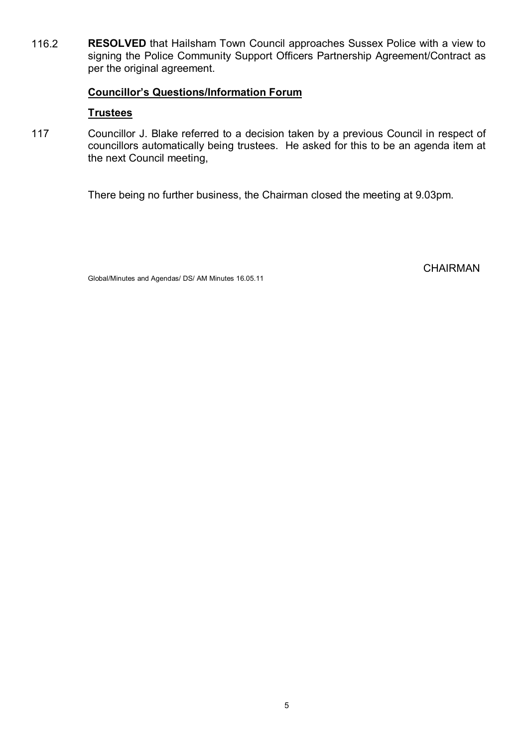116.2 **RESOLVED** that Hailsham Town Council approaches Sussex Police with a view to signing the Police Community Support Officers Partnership Agreement/Contract as per the original agreement.

**Councillor's Questions/Information Forum**

**Trustees**

117 Councillor J. Blake referred to a decision taken by a previous Council in respect of councillors automatically being trustees. He asked for this to be an agenda item at the next Council meeting,

There being no further business, the Chairman closed the meeting at 9.03pm.

CHAIRMAN

Global/Minutes and Agendas/ DS/ AM Minutes 16.05.11